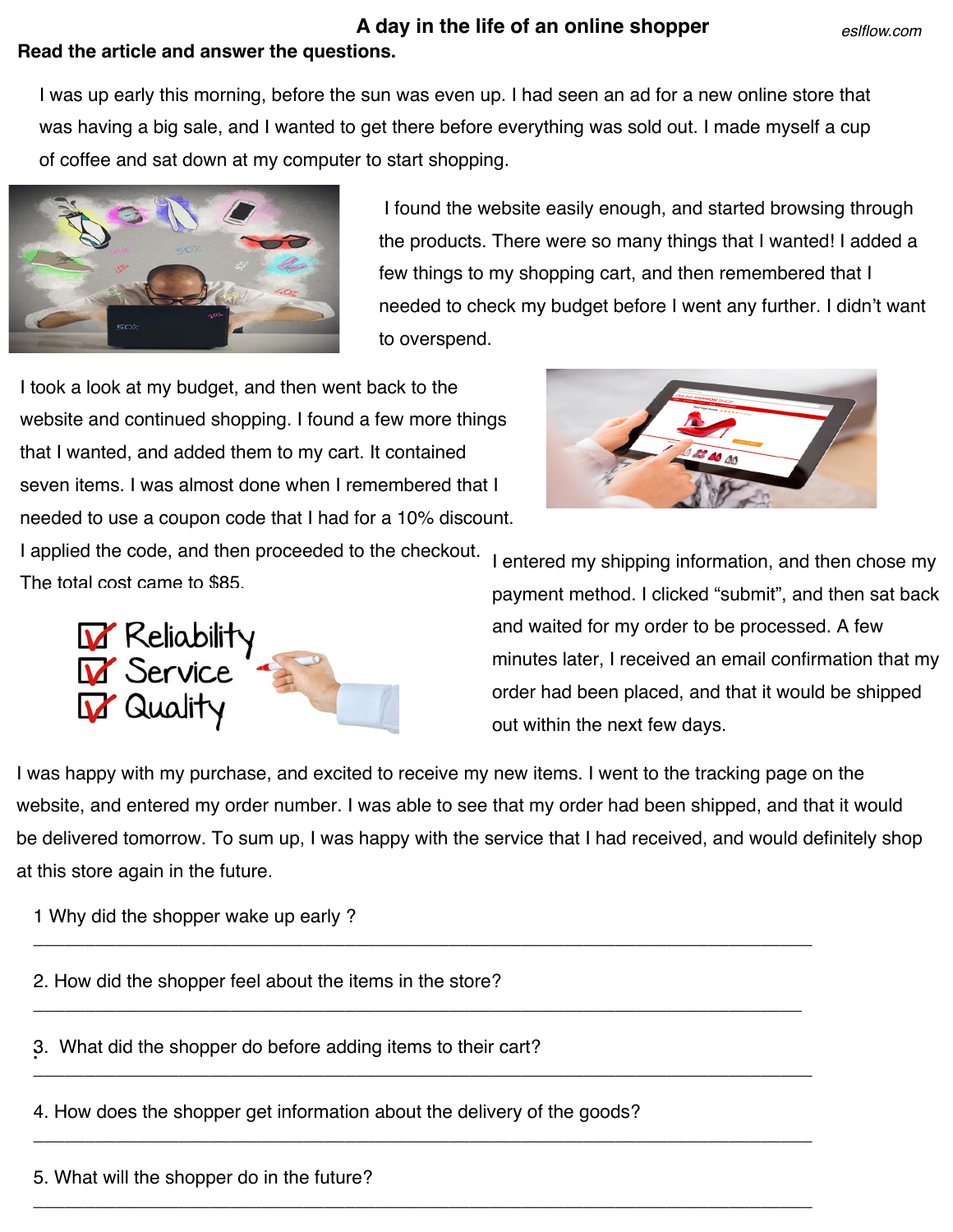# A day in the life of an online shopper

eslflow.com

**Read the article and answer the questions.**

I was up early this morning, before the sun was even up. I had seen an ad for a new online store that was having a big sale, and I wanted to get there before everything was sold out. I made myself a cup of coffee and sat down at my computer to start shopping.

I found the website easily enough, and started browsing through the products. There were so many things that I wanted! I added a few things to my shopping cart, and then remembered that I needed to check my budget before I went any further. I didn't want to overspend.

I took a look at my budget, and then went back to the website and continued shopping. I found a few more things that I wanted, and added them to my cart. It contained seven items. I was almost done when I remembered that I needed to use a coupon code that I had for a 10% discount. I applied the code, and then proceeded to the checkout. The total cost came to $85.

I entered my shipping information, and then chose my payment method. I clicked "submit", and then sat back and waited for my order to be processed. A few minutes later, I received an email confirmation that my order had been placed, and that it would be shipped out within the next few days.

I was happy with my purchase, and excited to receive my new items. I went to the tracking page on the website, and entered my order number. I was able to see that my order had been shipped, and that it would be delivered tomorrow. To sum up, I was happy with the service that I had received, and would definitely shop at this store again in the future.

1 Why did the shopper wake up early ?

_______________________________________________________________________________

2. How did the shopper feel about the items in the store?

_______________________________________________________________________________

3. What did the shopper do before adding items to their cart?

_______________________________________________________________________________

4. How does the shopper get information about the delivery of the goods?

_______________________________________________________________________________

5. What will the shopper do in the future?

_______________________________________________________________________________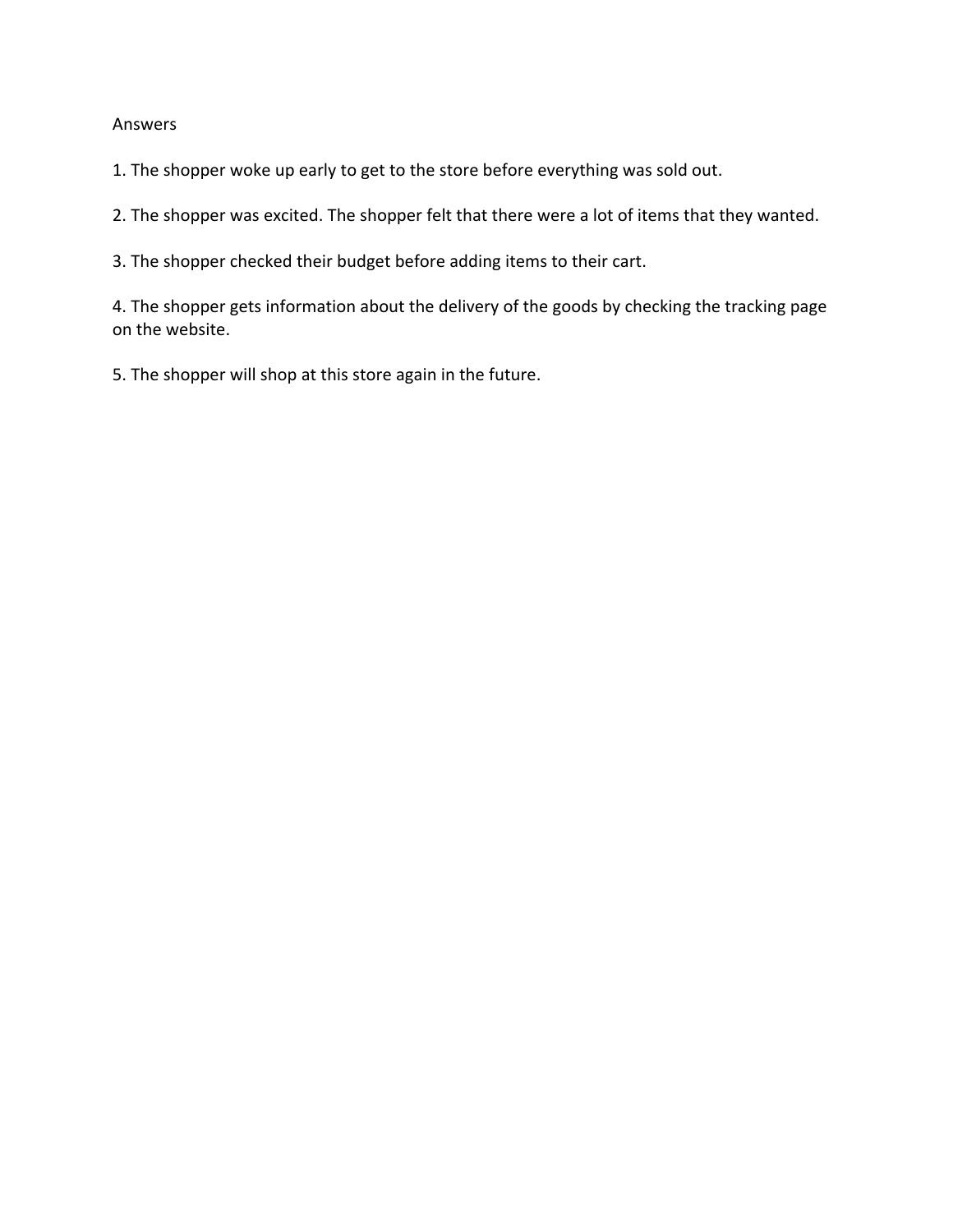Answers

1. The shopper woke up early to get to the store before everything was sold out.

2. The shopper was excited. The shopper felt that there were a lot of items that they wanted.

3. The shopper checked their budget before adding items to their cart.

4. The shopper gets information about the delivery of the goods by checking the tracking page on the website.

5. The shopper will shop at this store again in the future.